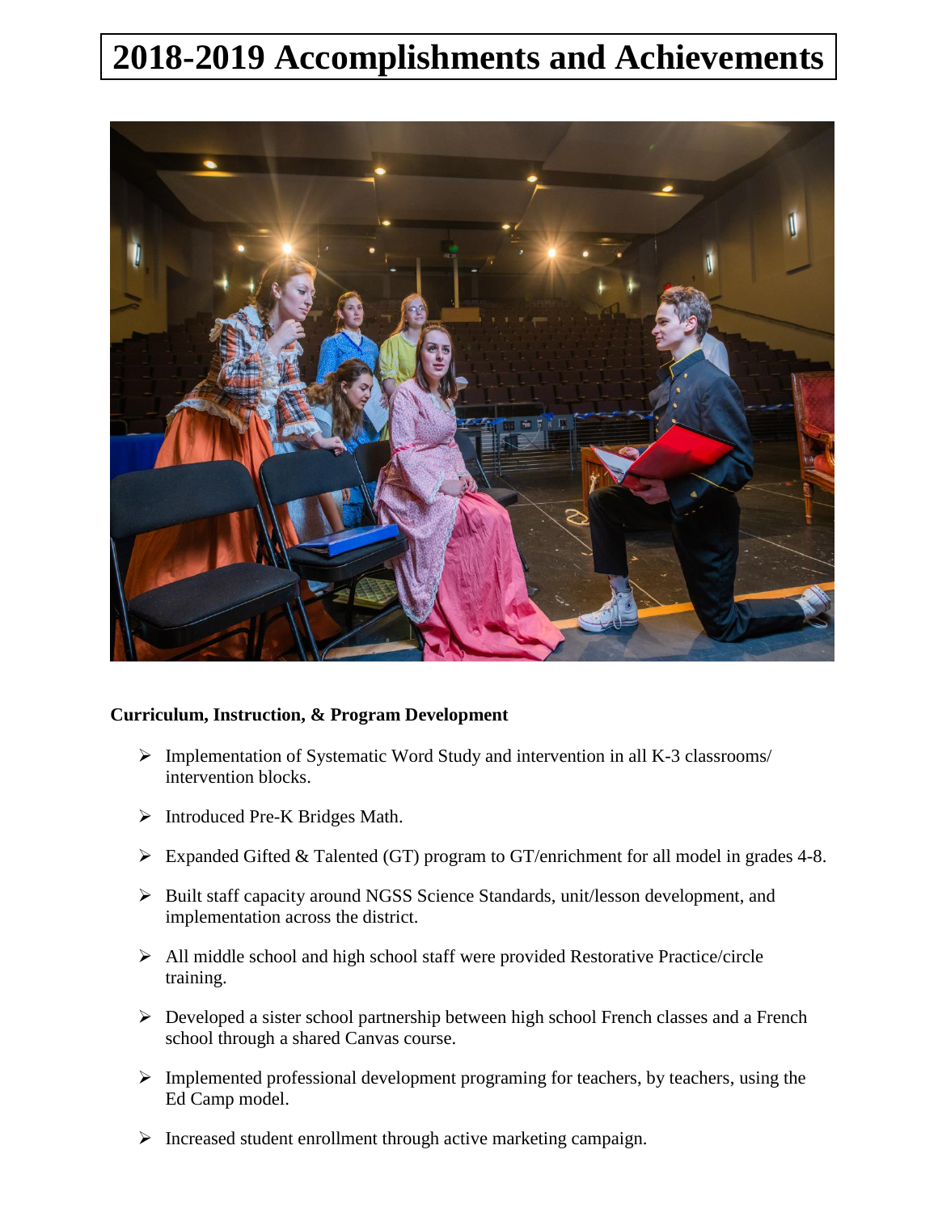# 2018-2019 Accomplishments and Achievements

**Curriculum, Instruction, & Program Development**

- Implementation of Systematic Word Study and intervention in all K-3 classrooms/ intervention blocks.
- Introduced Pre-K Bridges Math.
- Expanded Gifted & Talented (GT) program to GT/enrichment for all model in grades 4-8.
- Built staff capacity around NGSS Science Standards, unit/lesson development, and implementation across the district.
- All middle school and high school staff were provided Restorative Practice/circle training.
- Developed a sister school partnership between high school French classes and a French school through a shared Canvas course.
- Implemented professional development programing for teachers, by teachers, using the Ed Camp model.
- Increased student enrollment through active marketing campaign.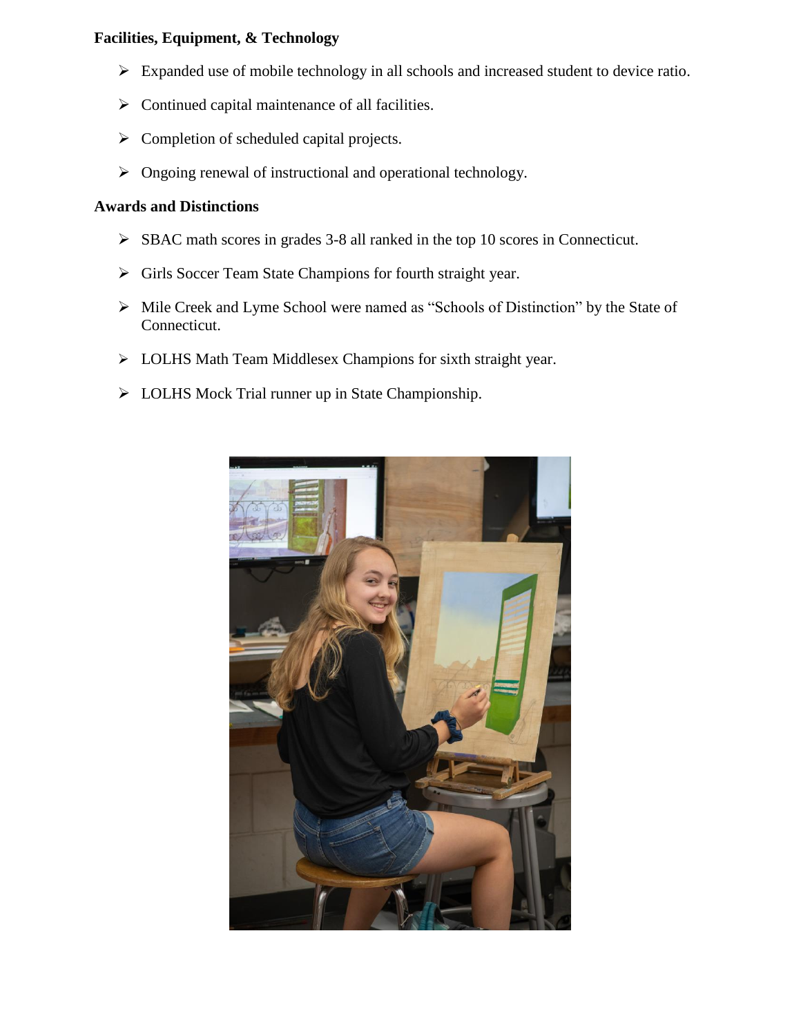**Facilities, Equipment, & Technology**

- Expanded use of mobile technology in all schools and increased student to device ratio.
- Continued capital maintenance of all facilities.
- Completion of scheduled capital projects.
- Ongoing renewal of instructional and operational technology.

**Awards and Distinctions**

- SBAC math scores in grades 3-8 all ranked in the top 10 scores in Connecticut.
- Girls Soccer Team State Champions for fourth straight year.
- Mile Creek and Lyme School were named as "Schools of Distinction" by the State of Connecticut.
- LOLHS Math Team Middlesex Champions for sixth straight year.
- LOLHS Mock Trial runner up in State Championship.